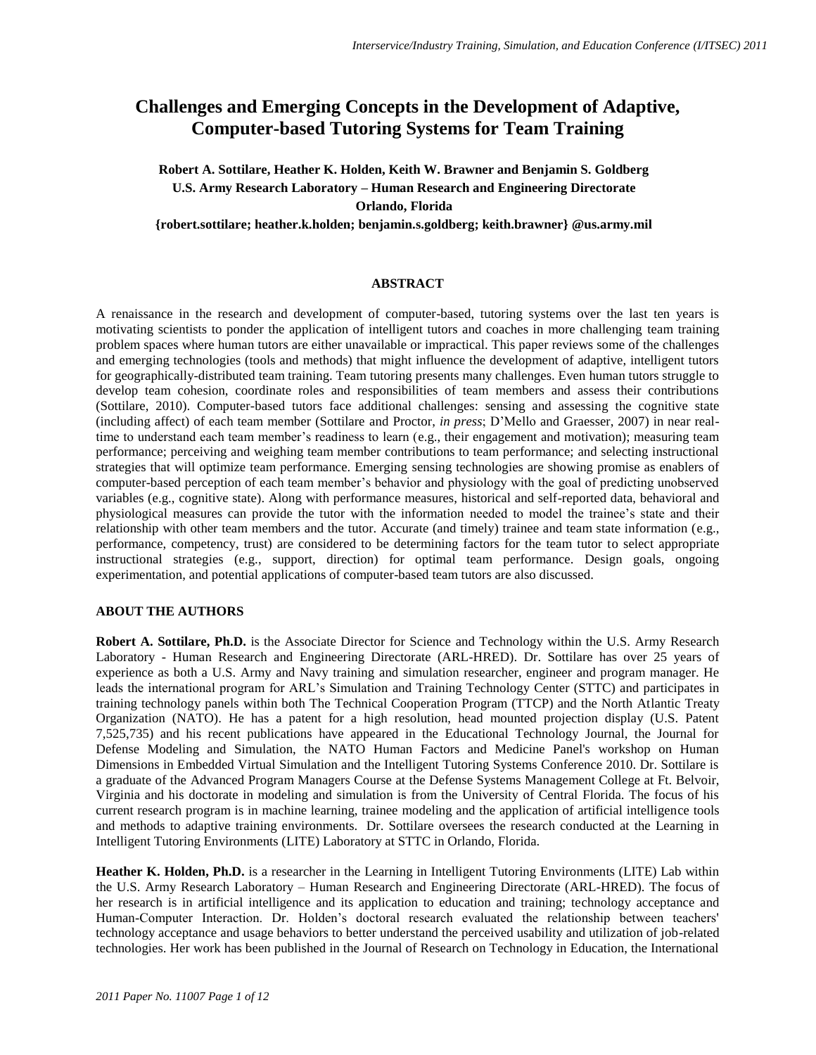# Challenges and Emerging Concepts in the Development of Adaptive, Computer-based Tutoring Systems for Team Training

**Robert A. Sottilare, Heather K. Holden, Keith W. Brawner and Benjamin S. Goldberg**
**U.S. Army Research Laboratory – Human Research and Engineering Directorate**
**Orlando, Florida**
**{robert.sottilare; heather.k.holden; benjamin.s.goldberg; keith.brawner} @us.army.mil**

## ABSTRACT

A renaissance in the research and development of computer-based, tutoring systems over the last ten years is motivating scientists to ponder the application of intelligent tutors and coaches in more challenging team training problem spaces where human tutors are either unavailable or impractical. This paper reviews some of the challenges and emerging technologies (tools and methods) that might influence the development of adaptive, intelligent tutors for geographically-distributed team training. Team tutoring presents many challenges. Even human tutors struggle to develop team cohesion, coordinate roles and responsibilities of team members and assess their contributions (Sottilare, 2010). Computer-based tutors face additional challenges: sensing and assessing the cognitive state (including affect) of each team member (Sottilare and Proctor, *in press*; D'Mello and Graesser, 2007) in near real-time to understand each team member's readiness to learn (e.g., their engagement and motivation); measuring team performance; perceiving and weighing team member contributions to team performance; and selecting instructional strategies that will optimize team performance. Emerging sensing technologies are showing promise as enablers of computer-based perception of each team member's behavior and physiology with the goal of predicting unobserved variables (e.g., cognitive state). Along with performance measures, historical and self-reported data, behavioral and physiological measures can provide the tutor with the information needed to model the trainee's state and their relationship with other team members and the tutor. Accurate (and timely) trainee and team state information (e.g., performance, competency, trust) are considered to be determining factors for the team tutor to select appropriate instructional strategies (e.g., support, direction) for optimal team performance. Design goals, ongoing experimentation, and potential applications of computer-based team tutors are also discussed.

## ABOUT THE AUTHORS

**Robert A. Sottilare, Ph.D.** is the Associate Director for Science and Technology within the U.S. Army Research Laboratory - Human Research and Engineering Directorate (ARL-HRED). Dr. Sottilare has over 25 years of experience as both a U.S. Army and Navy training and simulation researcher, engineer and program manager. He leads the international program for ARL's Simulation and Training Technology Center (STTC) and participates in training technology panels within both The Technical Cooperation Program (TTCP) and the North Atlantic Treaty Organization (NATO). He has a patent for a high resolution, head mounted projection display (U.S. Patent 7,525,735) and his recent publications have appeared in the Educational Technology Journal, the Journal for Defense Modeling and Simulation, the NATO Human Factors and Medicine Panel's workshop on Human Dimensions in Embedded Virtual Simulation and the Intelligent Tutoring Systems Conference 2010. Dr. Sottilare is a graduate of the Advanced Program Managers Course at the Defense Systems Management College at Ft. Belvoir, Virginia and his doctorate in modeling and simulation is from the University of Central Florida. The focus of his current research program is in machine learning, trainee modeling and the application of artificial intelligence tools and methods to adaptive training environments. Dr. Sottilare oversees the research conducted at the Learning in Intelligent Tutoring Environments (LITE) Laboratory at STTC in Orlando, Florida.

**Heather K. Holden, Ph.D.** is a researcher in the Learning in Intelligent Tutoring Environments (LITE) Lab within the U.S. Army Research Laboratory – Human Research and Engineering Directorate (ARL-HRED). The focus of her research is in artificial intelligence and its application to education and training; technology acceptance and Human-Computer Interaction. Dr. Holden's doctoral research evaluated the relationship between teachers' technology acceptance and usage behaviors to better understand the perceived usability and utilization of job-related technologies. Her work has been published in the Journal of Research on Technology in Education, the International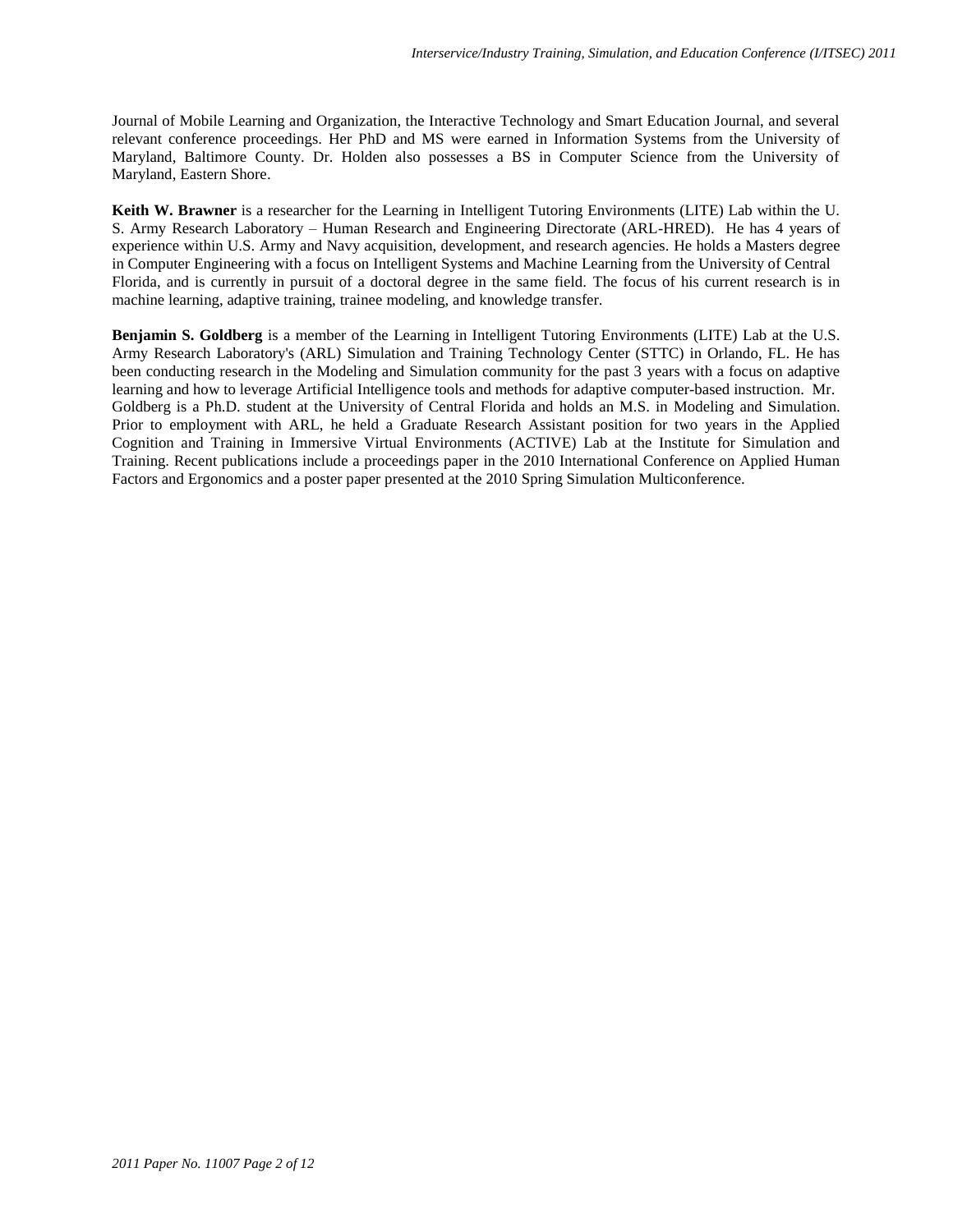Journal of Mobile Learning and Organization, the Interactive Technology and Smart Education Journal, and several relevant conference proceedings. Her PhD and MS were earned in Information Systems from the University of Maryland, Baltimore County. Dr. Holden also possesses a BS in Computer Science from the University of Maryland, Eastern Shore.

**Keith W. Brawner** is a researcher for the Learning in Intelligent Tutoring Environments (LITE) Lab within the U. S. Army Research Laboratory – Human Research and Engineering Directorate (ARL-HRED). He has 4 years of experience within U.S. Army and Navy acquisition, development, and research agencies. He holds a Masters degree in Computer Engineering with a focus on Intelligent Systems and Machine Learning from the University of Central Florida, and is currently in pursuit of a doctoral degree in the same field. The focus of his current research is in machine learning, adaptive training, trainee modeling, and knowledge transfer.

**Benjamin S. Goldberg** is a member of the Learning in Intelligent Tutoring Environments (LITE) Lab at the U.S. Army Research Laboratory's (ARL) Simulation and Training Technology Center (STTC) in Orlando, FL. He has been conducting research in the Modeling and Simulation community for the past 3 years with a focus on adaptive learning and how to leverage Artificial Intelligence tools and methods for adaptive computer-based instruction. Mr. Goldberg is a Ph.D. student at the University of Central Florida and holds an M.S. in Modeling and Simulation. Prior to employment with ARL, he held a Graduate Research Assistant position for two years in the Applied Cognition and Training in Immersive Virtual Environments (ACTIVE) Lab at the Institute for Simulation and Training. Recent publications include a proceedings paper in the 2010 International Conference on Applied Human Factors and Ergonomics and a poster paper presented at the 2010 Spring Simulation Multiconference.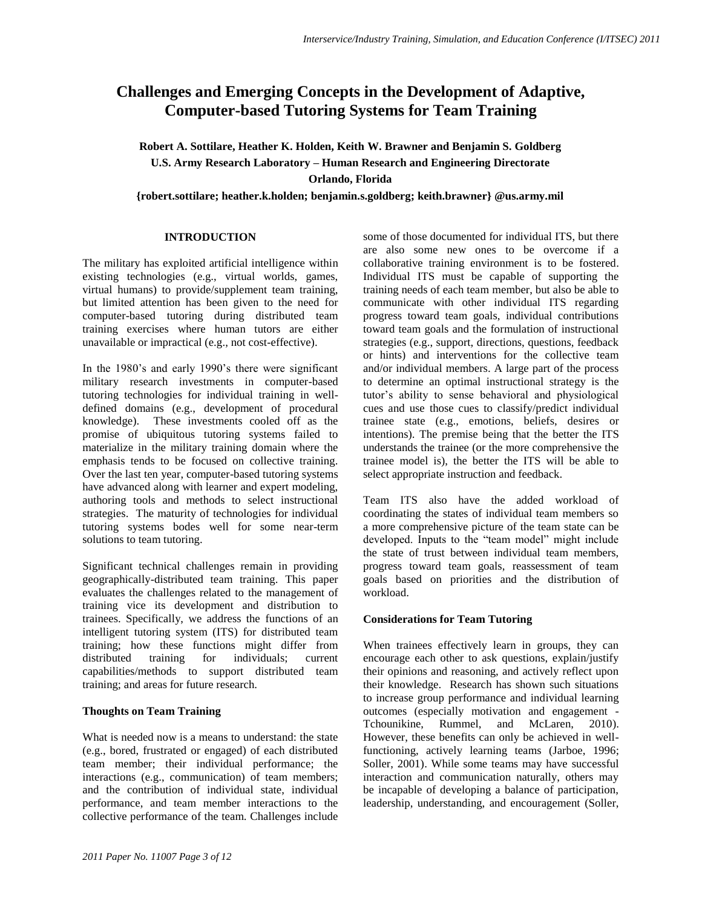# Challenges and Emerging Concepts in the Development of Adaptive, Computer-based Tutoring Systems for Team Training

**Robert A. Sottilare, Heather K. Holden, Keith W. Brawner and Benjamin S. Goldberg**
**U.S. Army Research Laboratory – Human Research and Engineering Directorate**
**Orlando, Florida**
**{robert.sottilare; heather.k.holden; benjamin.s.goldberg; keith.brawner} @us.army.mil**

## INTRODUCTION

The military has exploited artificial intelligence within existing technologies (e.g., virtual worlds, games, virtual humans) to provide/supplement team training, but limited attention has been given to the need for computer-based tutoring during distributed team training exercises where human tutors are either unavailable or impractical (e.g., not cost-effective).

In the 1980's and early 1990's there were significant military research investments in computer-based tutoring technologies for individual training in well-defined domains (e.g., development of procedural knowledge). These investments cooled off as the promise of ubiquitous tutoring systems failed to materialize in the military training domain where the emphasis tends to be focused on collective training. Over the last ten year, computer-based tutoring systems have advanced along with learner and expert modeling, authoring tools and methods to select instructional strategies. The maturity of technologies for individual tutoring systems bodes well for some near-term solutions to team tutoring.

Significant technical challenges remain in providing geographically-distributed team training. This paper evaluates the challenges related to the management of training vice its development and distribution to trainees. Specifically, we address the functions of an intelligent tutoring system (ITS) for distributed team training; how these functions might differ from distributed training for individuals; current capabilities/methods to support distributed team training; and areas for future research.

### Thoughts on Team Training

What is needed now is a means to understand: the state (e.g., bored, frustrated or engaged) of each distributed team member; their individual performance; the interactions (e.g., communication) of team members; and the contribution of individual state, individual performance, and team member interactions to the collective performance of the team. Challenges include some of those documented for individual ITS, but there are also some new ones to be overcome if a collaborative training environment is to be fostered. Individual ITS must be capable of supporting the training needs of each team member, but also be able to communicate with other individual ITS regarding progress toward team goals, individual contributions toward team goals and the formulation of instructional strategies (e.g., support, directions, questions, feedback or hints) and interventions for the collective team and/or individual members. A large part of the process to determine an optimal instructional strategy is the tutor's ability to sense behavioral and physiological cues and use those cues to classify/predict individual trainee state (e.g., emotions, beliefs, desires or intentions). The premise being that the better the ITS understands the trainee (or the more comprehensive the trainee model is), the better the ITS will be able to select appropriate instruction and feedback.

Team ITS also have the added workload of coordinating the states of individual team members so a more comprehensive picture of the team state can be developed. Inputs to the "team model" might include the state of trust between individual team members, progress toward team goals, reassessment of team goals based on priorities and the distribution of workload.

### Considerations for Team Tutoring

When trainees effectively learn in groups, they can encourage each other to ask questions, explain/justify their opinions and reasoning, and actively reflect upon their knowledge. Research has shown such situations to increase group performance and individual learning outcomes (especially motivation and engagement - Tchounikine, Rummel, and McLaren, 2010). However, these benefits can only be achieved in well-functioning, actively learning teams (Jarboe, 1996; Soller, 2001). While some teams may have successful interaction and communication naturally, others may be incapable of developing a balance of participation, leadership, understanding, and encouragement (Soller,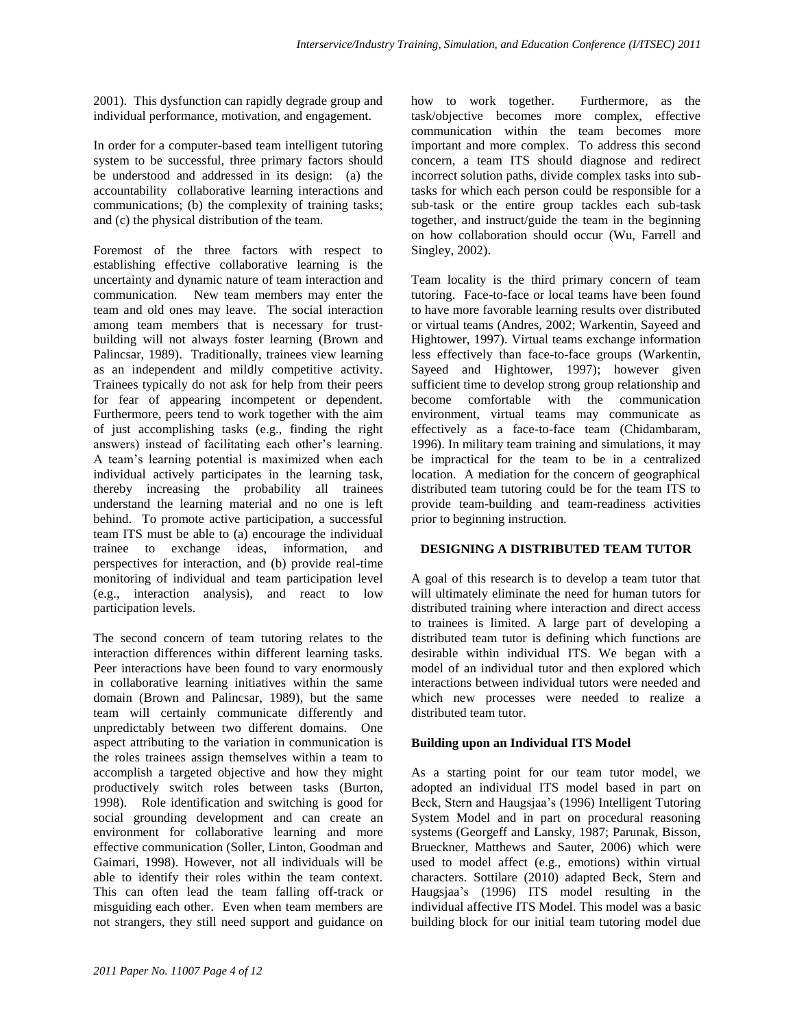2001). This dysfunction can rapidly degrade group and individual performance, motivation, and engagement.

In order for a computer-based team intelligent tutoring system to be successful, three primary factors should be understood and addressed in its design: (a) the accountability collaborative learning interactions and communications; (b) the complexity of training tasks; and (c) the physical distribution of the team.

Foremost of the three factors with respect to establishing effective collaborative learning is the uncertainty and dynamic nature of team interaction and communication. New team members may enter the team and old ones may leave. The social interaction among team members that is necessary for trust-building will not always foster learning (Brown and Palincsar, 1989). Traditionally, trainees view learning as an independent and mildly competitive activity. Trainees typically do not ask for help from their peers for fear of appearing incompetent or dependent. Furthermore, peers tend to work together with the aim of just accomplishing tasks (e.g., finding the right answers) instead of facilitating each other's learning. A team's learning potential is maximized when each individual actively participates in the learning task, thereby increasing the probability all trainees understand the learning material and no one is left behind. To promote active participation, a successful team ITS must be able to (a) encourage the individual trainee to exchange ideas, information, and perspectives for interaction, and (b) provide real-time monitoring of individual and team participation level (e.g., interaction analysis), and react to low participation levels.

The second concern of team tutoring relates to the interaction differences within different learning tasks. Peer interactions have been found to vary enormously in collaborative learning initiatives within the same domain (Brown and Palincsar, 1989), but the same team will certainly communicate differently and unpredictably between two different domains. One aspect attributing to the variation in communication is the roles trainees assign themselves within a team to accomplish a targeted objective and how they might productively switch roles between tasks (Burton, 1998). Role identification and switching is good for social grounding development and can create an environment for collaborative learning and more effective communication (Soller, Linton, Goodman and Gaimari, 1998). However, not all individuals will be able to identify their roles within the team context. This can often lead the team falling off-track or misguiding each other. Even when team members are not strangers, they still need support and guidance on how to work together. Furthermore, as the task/objective becomes more complex, effective communication within the team becomes more important and more complex. To address this second concern, a team ITS should diagnose and redirect incorrect solution paths, divide complex tasks into sub-tasks for which each person could be responsible for a sub-task or the entire group tackles each sub-task together, and instruct/guide the team in the beginning on how collaboration should occur (Wu, Farrell and Singley, 2002).

Team locality is the third primary concern of team tutoring. Face-to-face or local teams have been found to have more favorable learning results over distributed or virtual teams (Andres, 2002; Warkentin, Sayeed and Hightower, 1997). Virtual teams exchange information less effectively than face-to-face groups (Warkentin, Sayeed and Hightower, 1997); however given sufficient time to develop strong group relationship and become comfortable with the communication environment, virtual teams may communicate as effectively as a face-to-face team (Chidambaram, 1996). In military team training and simulations, it may be impractical for the team to be in a centralized location. A mediation for the concern of geographical distributed team tutoring could be for the team ITS to provide team-building and team-readiness activities prior to beginning instruction.

## DESIGNING A DISTRIBUTED TEAM TUTOR

A goal of this research is to develop a team tutor that will ultimately eliminate the need for human tutors for distributed training where interaction and direct access to trainees is limited. A large part of developing a distributed team tutor is defining which functions are desirable within individual ITS. We began with a model of an individual tutor and then explored which interactions between individual tutors were needed and which new processes were needed to realize a distributed team tutor.

### Building upon an Individual ITS Model

As a starting point for our team tutor model, we adopted an individual ITS model based in part on Beck, Stern and Haugsjaa's (1996) Intelligent Tutoring System Model and in part on procedural reasoning systems (Georgeff and Lansky, 1987; Parunak, Bisson, Brueckner, Matthews and Sauter, 2006) which were used to model affect (e.g., emotions) within virtual characters. Sottilare (2010) adapted Beck, Stern and Haugsjaa's (1996) ITS model resulting in the individual affective ITS Model. This model was a basic building block for our initial team tutoring model due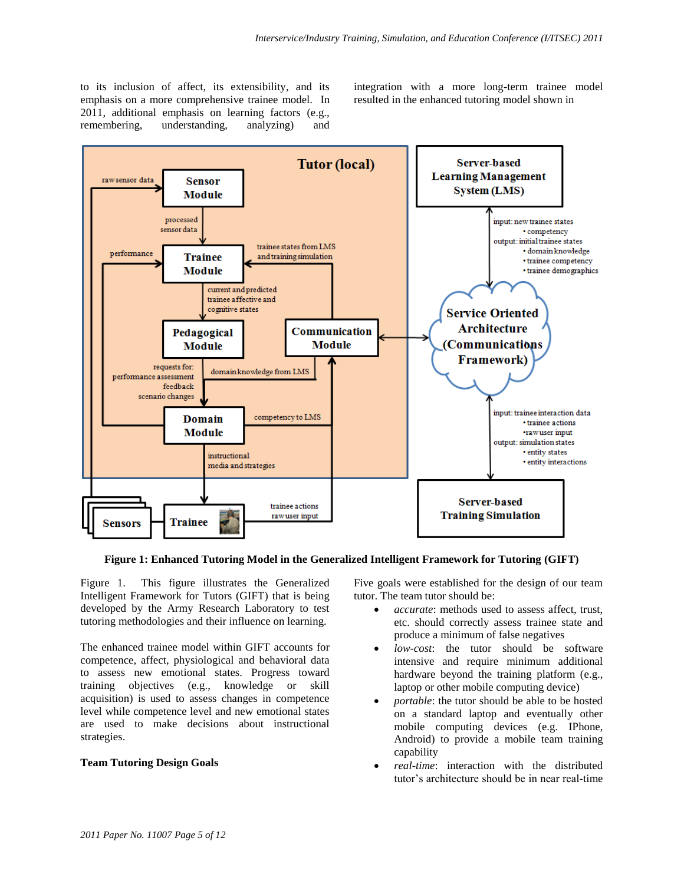to its inclusion of affect, its extensibility, and its emphasis on a more comprehensive trainee model. In 2011, additional emphasis on learning factors (e.g., remembering, understanding, analyzing) and integration with a more long-term trainee model resulted in the enhanced tutoring model shown in

**Figure 1: Enhanced Tutoring Model in the Generalized Intelligent Framework for Tutoring (GIFT)**

Figure 1. This figure illustrates the Generalized Intelligent Framework for Tutors (GIFT) that is being developed by the Army Research Laboratory to test tutoring methodologies and their influence on learning.

The enhanced trainee model within GIFT accounts for competence, affect, physiological and behavioral data to assess new emotional states. Progress toward training objectives (e.g., knowledge or skill acquisition) is used to assess changes in competence level while competence level and new emotional states are used to make decisions about instructional strategies.

**Team Tutoring Design Goals**

Five goals were established for the design of our team tutor. The team tutor should be:

- *accurate*: methods used to assess affect, trust, etc. should correctly assess trainee state and produce a minimum of false negatives
- *low-cost*: the tutor should be software intensive and require minimum additional hardware beyond the training platform (e.g., laptop or other mobile computing device)
- *portable*: the tutor should be able to be hosted on a standard laptop and eventually other mobile computing devices (e.g. IPhone, Android) to provide a mobile team training capability
- *real-time*: interaction with the distributed tutor's architecture should be in near real-time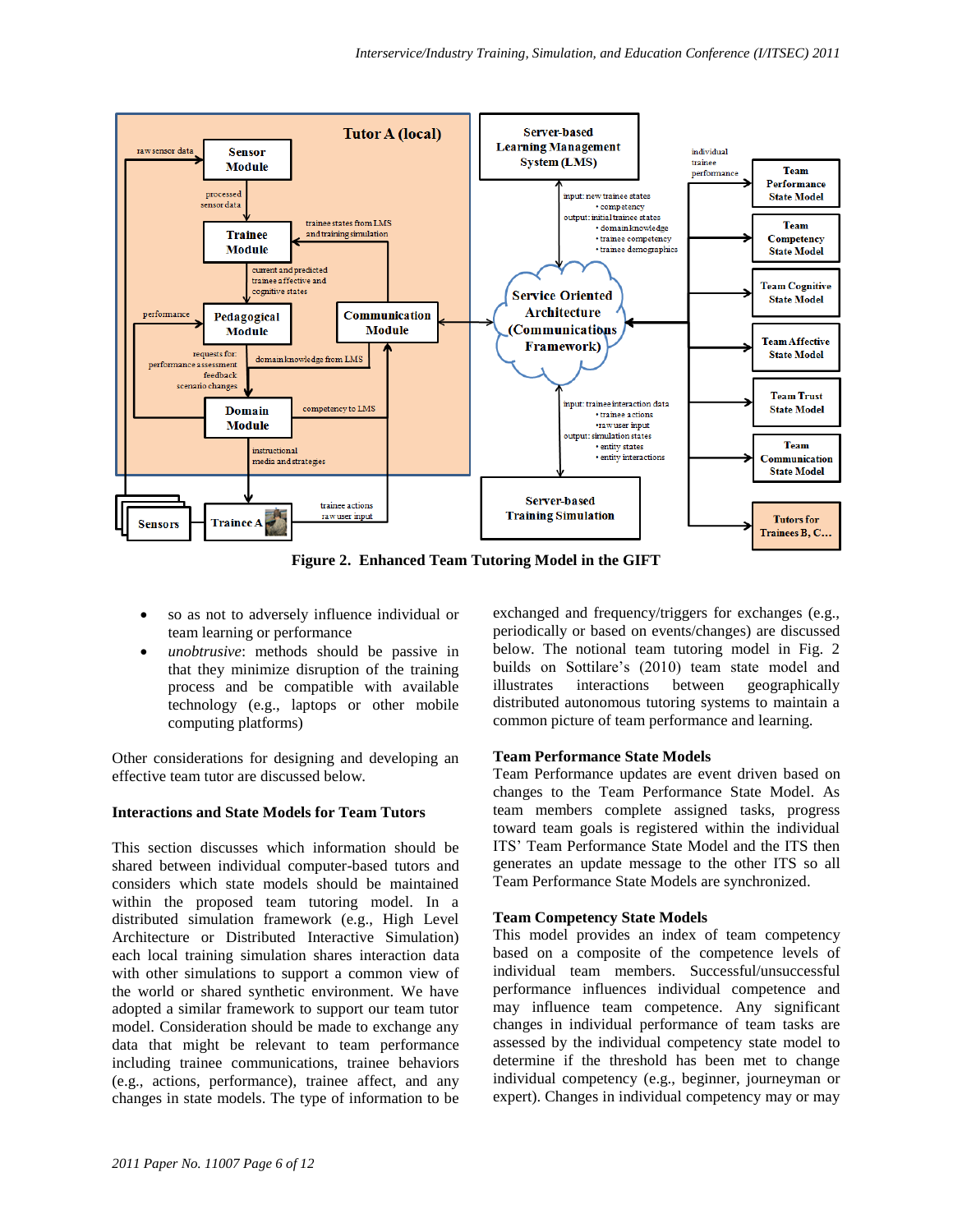Figure 2. Enhanced Team Tutoring Model in the GIFT

- so as not to adversely influence individual or team learning or performance
- *unobtrusive*: methods should be passive in that they minimize disruption of the training process and be compatible with available technology (e.g., laptops or other mobile computing platforms)

Other considerations for designing and developing an effective team tutor are discussed below.

**Interactions and State Models for Team Tutors**

This section discusses which information should be shared between individual computer-based tutors and considers which state models should be maintained within the proposed team tutoring model. In a distributed simulation framework (e.g., High Level Architecture or Distributed Interactive Simulation) each local training simulation shares interaction data with other simulations to support a common view of the world or shared synthetic environment. We have adopted a similar framework to support our team tutor model. Consideration should be made to exchange any data that might be relevant to team performance including trainee communications, trainee behaviors (e.g., actions, performance), trainee affect, and any changes in state models. The type of information to be exchanged and frequency/triggers for exchanges (e.g., periodically or based on events/changes) are discussed below. The notional team tutoring model in Fig. 2 builds on Sottilare's (2010) team state model and illustrates interactions between geographically distributed autonomous tutoring systems to maintain a common picture of team performance and learning.

**Team Performance State Models**

Team Performance updates are event driven based on changes to the Team Performance State Model. As team members complete assigned tasks, progress toward team goals is registered within the individual ITS' Team Performance State Model and the ITS then generates an update message to the other ITS so all Team Performance State Models are synchronized.

**Team Competency State Models**

This model provides an index of team competency based on a composite of the competence levels of individual team members. Successful/unsuccessful performance influences individual competence and may influence team competence. Any significant changes in individual performance of team tasks are assessed by the individual competency state model to determine if the threshold has been met to change individual competency (e.g., beginner, journeyman or expert). Changes in individual competency may or may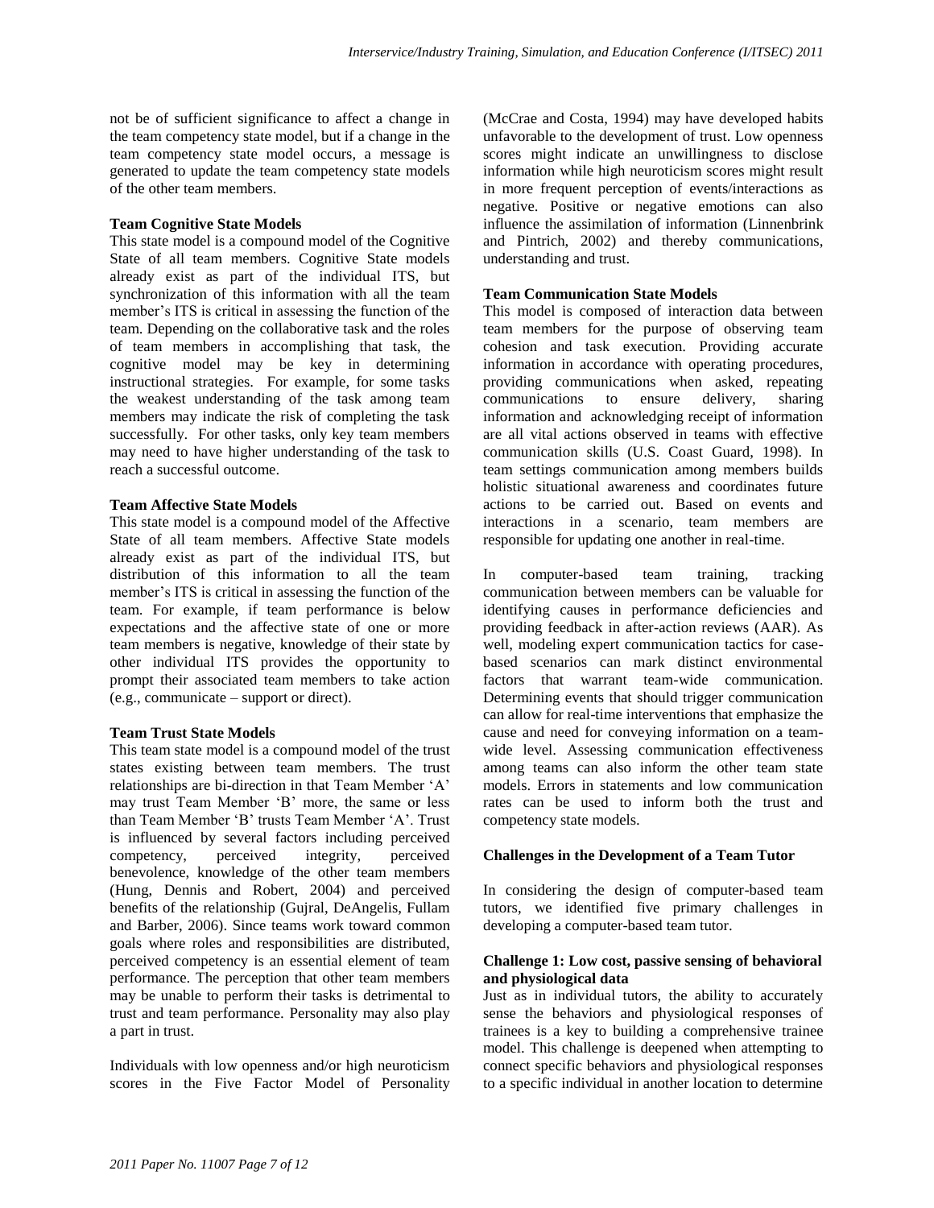not be of sufficient significance to affect a change in the team competency state model, but if a change in the team competency state model occurs, a message is generated to update the team competency state models of the other team members.

**Team Cognitive State Models**

This state model is a compound model of the Cognitive State of all team members. Cognitive State models already exist as part of the individual ITS, but synchronization of this information with all the team member's ITS is critical in assessing the function of the team. Depending on the collaborative task and the roles of team members in accomplishing that task, the cognitive model may be key in determining instructional strategies. For example, for some tasks the weakest understanding of the task among team members may indicate the risk of completing the task successfully. For other tasks, only key team members may need to have higher understanding of the task to reach a successful outcome.

**Team Affective State Models**

This state model is a compound model of the Affective State of all team members. Affective State models already exist as part of the individual ITS, but distribution of this information to all the team member's ITS is critical in assessing the function of the team. For example, if team performance is below expectations and the affective state of one or more team members is negative, knowledge of their state by other individual ITS provides the opportunity to prompt their associated team members to take action (e.g., communicate – support or direct).

**Team Trust State Models**

This team state model is a compound model of the trust states existing between team members. The trust relationships are bi-direction in that Team Member 'A' may trust Team Member 'B' more, the same or less than Team Member 'B' trusts Team Member 'A'. Trust is influenced by several factors including perceived competency, perceived integrity, perceived benevolence, knowledge of the other team members (Hung, Dennis and Robert, 2004) and perceived benefits of the relationship (Gujral, DeAngelis, Fullam and Barber, 2006). Since teams work toward common goals where roles and responsibilities are distributed, perceived competency is an essential element of team performance. The perception that other team members may be unable to perform their tasks is detrimental to trust and team performance. Personality may also play a part in trust.

Individuals with low openness and/or high neuroticism scores in the Five Factor Model of Personality (McCrae and Costa, 1994) may have developed habits unfavorable to the development of trust. Low openness scores might indicate an unwillingness to disclose information while high neuroticism scores might result in more frequent perception of events/interactions as negative. Positive or negative emotions can also influence the assimilation of information (Linnenbrink and Pintrich, 2002) and thereby communications, understanding and trust.

**Team Communication State Models**

This model is composed of interaction data between team members for the purpose of observing team cohesion and task execution. Providing accurate information in accordance with operating procedures, providing communications when asked, repeating communications to ensure delivery, sharing information and acknowledging receipt of information are all vital actions observed in teams with effective communication skills (U.S. Coast Guard, 1998). In team settings communication among members builds holistic situational awareness and coordinates future actions to be carried out. Based on events and interactions in a scenario, team members are responsible for updating one another in real-time.

In computer-based team training, tracking communication between members can be valuable for identifying causes in performance deficiencies and providing feedback in after-action reviews (AAR). As well, modeling expert communication tactics for case-based scenarios can mark distinct environmental factors that warrant team-wide communication. Determining events that should trigger communication can allow for real-time interventions that emphasize the cause and need for conveying information on a team-wide level. Assessing communication effectiveness among teams can also inform the other team state models. Errors in statements and low communication rates can be used to inform both the trust and competency state models.

## Challenges in the Development of a Team Tutor

In considering the design of computer-based team tutors, we identified five primary challenges in developing a computer-based team tutor.

**Challenge 1: Low cost, passive sensing of behavioral and physiological data**

Just as in individual tutors, the ability to accurately sense the behaviors and physiological responses of trainees is a key to building a comprehensive trainee model. This challenge is deepened when attempting to connect specific behaviors and physiological responses to a specific individual in another location to determine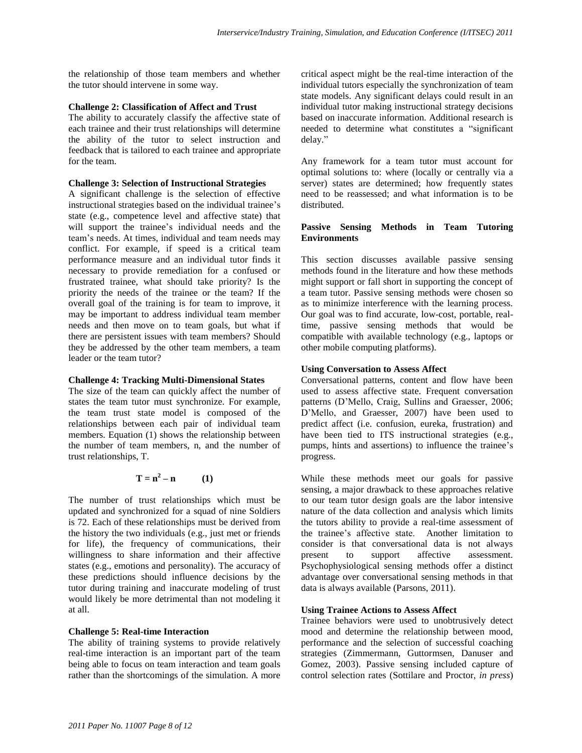the relationship of those team members and whether the tutor should intervene in some way.

**Challenge 2: Classification of Affect and Trust**

The ability to accurately classify the affective state of each trainee and their trust relationships will determine the ability of the tutor to select instruction and feedback that is tailored to each trainee and appropriate for the team.

**Challenge 3: Selection of Instructional Strategies**

A significant challenge is the selection of effective instructional strategies based on the individual trainee's state (e.g., competence level and affective state) that will support the trainee's individual needs and the team's needs. At times, individual and team needs may conflict. For example, if speed is a critical team performance measure and an individual tutor finds it necessary to provide remediation for a confused or frustrated trainee, what should take priority? Is the priority the needs of the trainee or the team? If the overall goal of the training is for team to improve, it may be important to address individual team member needs and then move on to team goals, but what if there are persistent issues with team members? Should they be addressed by the other team members, a team leader or the team tutor?

**Challenge 4: Tracking Multi-Dimensional States**

The size of the team can quickly affect the number of states the team tutor must synchronize. For example, the team trust state model is composed of the relationships between each pair of individual team members. Equation (1) shows the relationship between the number of team members, n, and the number of trust relationships, T.

$$T = n^2 - n \qquad (1)$$

The number of trust relationships which must be updated and synchronized for a squad of nine Soldiers is 72. Each of these relationships must be derived from the history the two individuals (e.g., just met or friends for life), the frequency of communications, their willingness to share information and their affective states (e.g., emotions and personality). The accuracy of these predictions should influence decisions by the tutor during training and inaccurate modeling of trust would likely be more detrimental than not modeling it at all.

**Challenge 5: Real-time Interaction**

The ability of training systems to provide relatively real-time interaction is an important part of the team being able to focus on team interaction and team goals rather than the shortcomings of the simulation. A more critical aspect might be the real-time interaction of the individual tutors especially the synchronization of team state models. Any significant delays could result in an individual tutor making instructional strategy decisions based on inaccurate information. Additional research is needed to determine what constitutes a "significant delay."

Any framework for a team tutor must account for optimal solutions to: where (locally or centrally via a server) states are determined; how frequently states need to be reassessed; and what information is to be distributed.

**Passive Sensing Methods in Team Tutoring Environments**

This section discusses available passive sensing methods found in the literature and how these methods might support or fall short in supporting the concept of a team tutor. Passive sensing methods were chosen so as to minimize interference with the learning process. Our goal was to find accurate, low-cost, portable, real-time, passive sensing methods that would be compatible with available technology (e.g., laptops or other mobile computing platforms).

**Using Conversation to Assess Affect**

Conversational patterns, content and flow have been used to assess affective state. Frequent conversation patterns (D'Mello, Craig, Sullins and Graesser, 2006; D'Mello, and Graesser, 2007) have been used to predict affect (confusion, eureka, frustration) and have been tied to ITS instructional strategies (e.g., pumps, hints and assertions) to influence the trainee's progress.

While these methods meet our goals for passive sensing, a major drawback to these approaches relative to our team tutor design goals are the labor intensive nature of the data collection and analysis which limits the tutors ability to provide a real-time assessment of the trainee's affective state. Another limitation to consider is that conversational data is not always present to support affective assessment. Psychophysiological sensing methods offer a distinct advantage over conversational sensing methods in that data is always available (Parsons, 2011).

**Using Trainee Actions to Assess Affect**

Trainee behaviors were used to unobtrusively detect mood and determine the relationship between mood, performance and the selection of successful coaching strategies (Zimmermann, Guttormsen, Danuser and Gomez, 2003). Passive sensing included capture of control selection rates (Sottilare and Proctor, *in press*)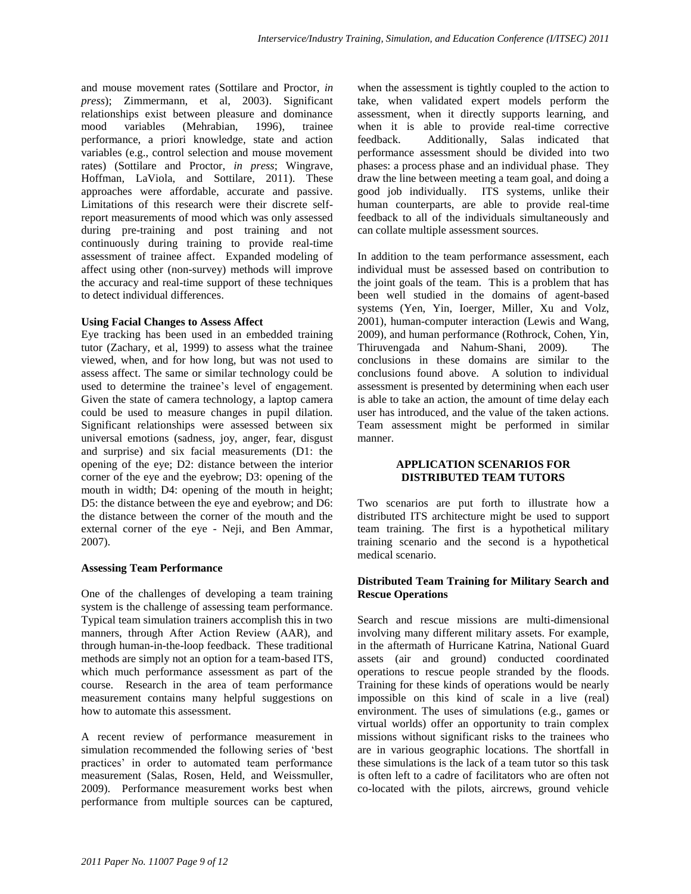and mouse movement rates (Sottilare and Proctor, *in press*); Zimmermann, et al, 2003). Significant relationships exist between pleasure and dominance mood variables (Mehrabian, 1996), trainee performance, a priori knowledge, state and action variables (e.g., control selection and mouse movement rates) (Sottilare and Proctor, *in press*; Wingrave, Hoffman, LaViola, and Sottilare, 2011). These approaches were affordable, accurate and passive. Limitations of this research were their discrete self-report measurements of mood which was only assessed during pre-training and post training and not continuously during training to provide real-time assessment of trainee affect. Expanded modeling of affect using other (non-survey) methods will improve the accuracy and real-time support of these techniques to detect individual differences.

**Using Facial Changes to Assess Affect**

Eye tracking has been used in an embedded training tutor (Zachary, et al, 1999) to assess what the trainee viewed, when, and for how long, but was not used to assess affect. The same or similar technology could be used to determine the trainee's level of engagement. Given the state of camera technology, a laptop camera could be used to measure changes in pupil dilation. Significant relationships were assessed between six universal emotions (sadness, joy, anger, fear, disgust and surprise) and six facial measurements (D1: the opening of the eye; D2: distance between the interior corner of the eye and the eyebrow; D3: opening of the mouth in width; D4: opening of the mouth in height; D5: the distance between the eye and eyebrow; and D6: the distance between the corner of the mouth and the external corner of the eye - Neji, and Ben Ammar, 2007).

**Assessing Team Performance**

One of the challenges of developing a team training system is the challenge of assessing team performance. Typical team simulation trainers accomplish this in two manners, through After Action Review (AAR), and through human-in-the-loop feedback. These traditional methods are simply not an option for a team-based ITS, which much performance assessment as part of the course. Research in the area of team performance measurement contains many helpful suggestions on how to automate this assessment.

A recent review of performance measurement in simulation recommended the following series of 'best practices' in order to automated team performance measurement (Salas, Rosen, Held, and Weissmuller, 2009). Performance measurement works best when performance from multiple sources can be captured, when the assessment is tightly coupled to the action to take, when validated expert models perform the assessment, when it directly supports learning, and when it is able to provide real-time corrective feedback. Additionally, Salas indicated that performance assessment should be divided into two phases: a process phase and an individual phase. They draw the line between meeting a team goal, and doing a good job individually. ITS systems, unlike their human counterparts, are able to provide real-time feedback to all of the individuals simultaneously and can collate multiple assessment sources.

In addition to the team performance assessment, each individual must be assessed based on contribution to the joint goals of the team. This is a problem that has been well studied in the domains of agent-based systems (Yen, Yin, Ioerger, Miller, Xu and Volz, 2001), human-computer interaction (Lewis and Wang, 2009), and human performance (Rothrock, Cohen, Yin, Thiruvengada and Nahum-Shani, 2009). The conclusions in these domains are similar to the conclusions found above. A solution to individual assessment is presented by determining when each user is able to take an action, the amount of time delay each user has introduced, and the value of the taken actions. Team assessment might be performed in similar manner.

## APPLICATION SCENARIOS FOR DISTRIBUTED TEAM TUTORS

Two scenarios are put forth to illustrate how a distributed ITS architecture might be used to support team training. The first is a hypothetical military training scenario and the second is a hypothetical medical scenario.

**Distributed Team Training for Military Search and Rescue Operations**

Search and rescue missions are multi-dimensional involving many different military assets. For example, in the aftermath of Hurricane Katrina, National Guard assets (air and ground) conducted coordinated operations to rescue people stranded by the floods. Training for these kinds of operations would be nearly impossible on this kind of scale in a live (real) environment. The uses of simulations (e.g., games or virtual worlds) offer an opportunity to train complex missions without significant risks to the trainees who are in various geographic locations. The shortfall in these simulations is the lack of a team tutor so this task is often left to a cadre of facilitators who are often not co-located with the pilots, aircrews, ground vehicle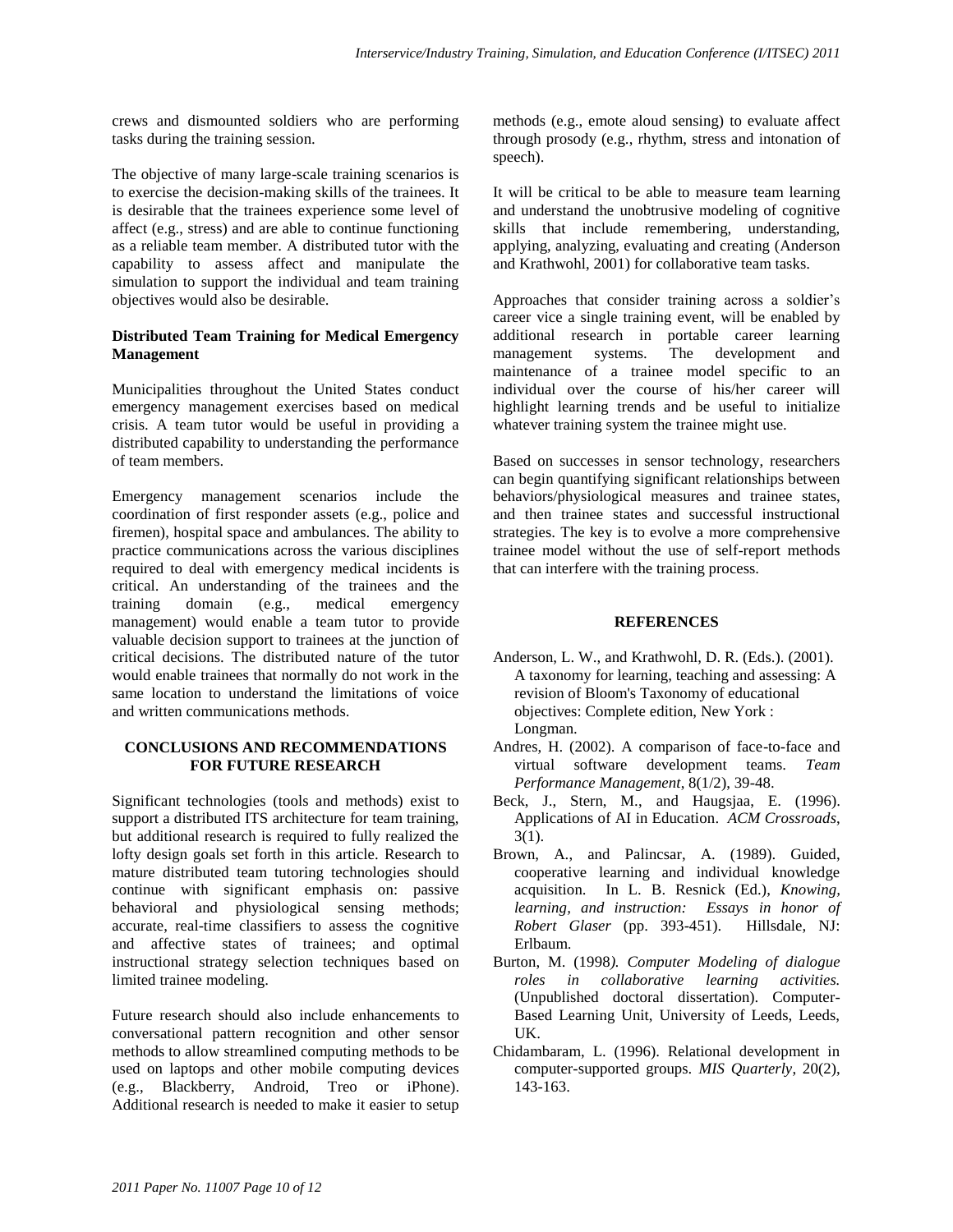crews and dismounted soldiers who are performing tasks during the training session.

The objective of many large-scale training scenarios is to exercise the decision-making skills of the trainees. It is desirable that the trainees experience some level of affect (e.g., stress) and are able to continue functioning as a reliable team member. A distributed tutor with the capability to assess affect and manipulate the simulation to support the individual and team training objectives would also be desirable.

### Distributed Team Training for Medical Emergency Management

Municipalities throughout the United States conduct emergency management exercises based on medical crisis. A team tutor would be useful in providing a distributed capability to understanding the performance of team members.

Emergency management scenarios include the coordination of first responder assets (e.g., police and firemen), hospital space and ambulances. The ability to practice communications across the various disciplines required to deal with emergency medical incidents is critical. An understanding of the trainees and the training domain (e.g., medical emergency management) would enable a team tutor to provide valuable decision support to trainees at the junction of critical decisions. The distributed nature of the tutor would enable trainees that normally do not work in the same location to understand the limitations of voice and written communications methods.

## CONCLUSIONS AND RECOMMENDATIONS FOR FUTURE RESEARCH

Significant technologies (tools and methods) exist to support a distributed ITS architecture for team training, but additional research is required to fully realized the lofty design goals set forth in this article. Research to mature distributed team tutoring technologies should continue with significant emphasis on: passive behavioral and physiological sensing methods; accurate, real-time classifiers to assess the cognitive and affective states of trainees; and optimal instructional strategy selection techniques based on limited trainee modeling.

Future research should also include enhancements to conversational pattern recognition and other sensor methods to allow streamlined computing methods to be used on laptops and other mobile computing devices (e.g., Blackberry, Android, Treo or iPhone). Additional research is needed to make it easier to setup methods (e.g., emote aloud sensing) to evaluate affect through prosody (e.g., rhythm, stress and intonation of speech).

It will be critical to be able to measure team learning and understand the unobtrusive modeling of cognitive skills that include remembering, understanding, applying, analyzing, evaluating and creating (Anderson and Krathwohl, 2001) for collaborative team tasks.

Approaches that consider training across a soldier's career vice a single training event, will be enabled by additional research in portable career learning management systems. The development and maintenance of a trainee model specific to an individual over the course of his/her career will highlight learning trends and be useful to initialize whatever training system the trainee might use.

Based on successes in sensor technology, researchers can begin quantifying significant relationships between behaviors/physiological measures and trainee states, and then trainee states and successful instructional strategies. The key is to evolve a more comprehensive trainee model without the use of self-report methods that can interfere with the training process.

## REFERENCES

Anderson, L. W., and Krathwohl, D. R. (Eds.). (2001). A taxonomy for learning, teaching and assessing: A revision of Bloom's Taxonomy of educational objectives: Complete edition, New York : Longman.

Andres, H. (2002). A comparison of face-to-face and virtual software development teams. *Team Performance Management*, 8(1/2), 39-48.

Beck, J., Stern, M., and Haugsjaa, E. (1996). Applications of AI in Education. *ACM Crossroads*, 3(1).

Brown, A., and Palincsar, A. (1989). Guided, cooperative learning and individual knowledge acquisition. In L. B. Resnick (Ed.), *Knowing, learning, and instruction: Essays in honor of Robert Glaser* (pp. 393-451). Hillsdale, NJ: Erlbaum.

Burton, M. (1998*). Computer Modeling of dialogue roles in collaborative learning activities.* (Unpublished doctoral dissertation). Computer-Based Learning Unit, University of Leeds, Leeds, UK.

Chidambaram, L. (1996). Relational development in computer-supported groups. *MIS Quarterly*, 20(2), 143-163.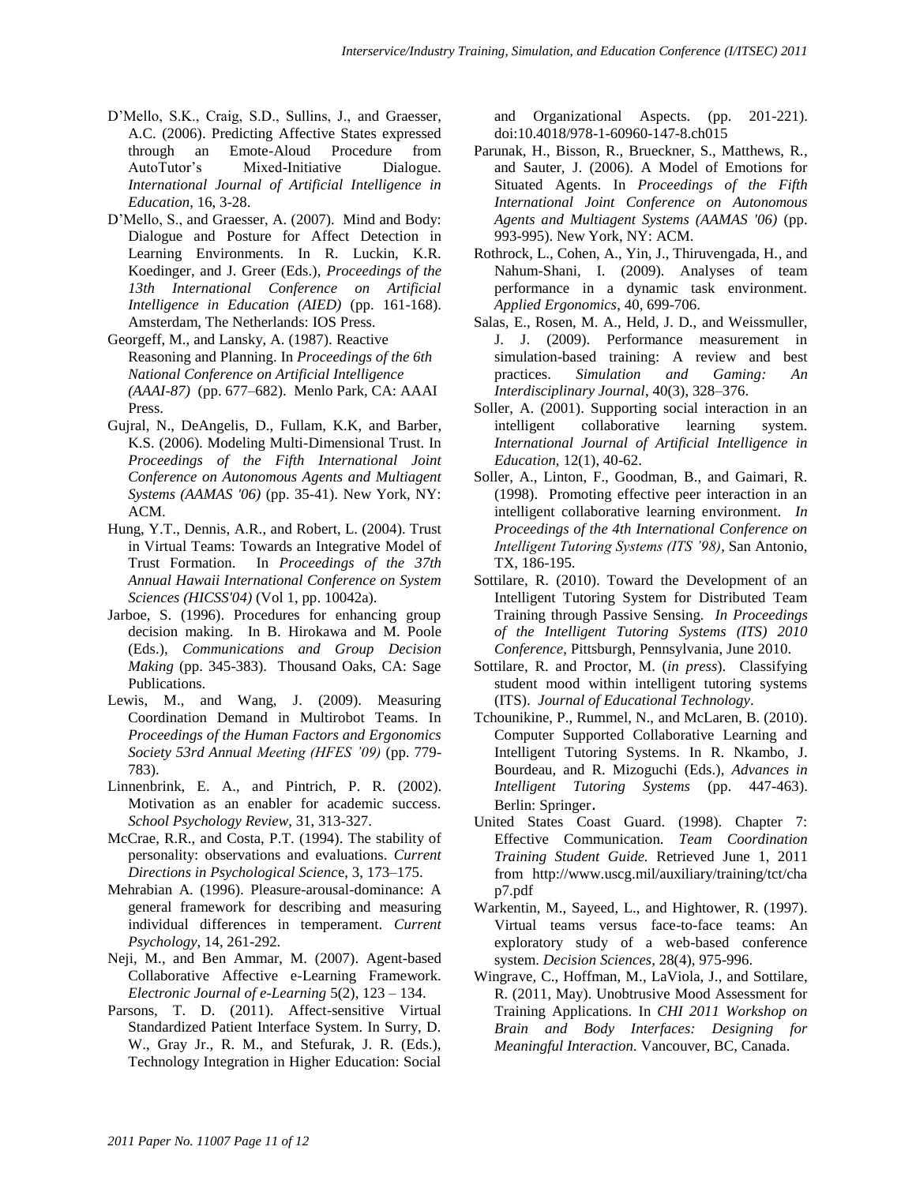D'Mello, S.K., Craig, S.D., Sullins, J., and Graesser, A.C. (2006). Predicting Affective States expressed through an Emote-Aloud Procedure from AutoTutor's Mixed-Initiative Dialogue. *International Journal of Artificial Intelligence in Education*, 16, 3-28.

D'Mello, S., and Graesser, A. (2007). Mind and Body: Dialogue and Posture for Affect Detection in Learning Environments. In R. Luckin, K.R. Koedinger, and J. Greer (Eds.), *Proceedings of the 13th International Conference on Artificial Intelligence in Education (AIED)* (pp. 161-168). Amsterdam, The Netherlands: IOS Press.

Georgeff, M., and Lansky, A. (1987). Reactive Reasoning and Planning. In *Proceedings of the 6th National Conference on Artificial Intelligence (AAAI-87)* (pp. 677–682). Menlo Park, CA: AAAI Press.

Gujral, N., DeAngelis, D., Fullam, K.K, and Barber, K.S. (2006). Modeling Multi-Dimensional Trust. In *Proceedings of the Fifth International Joint Conference on Autonomous Agents and Multiagent Systems (AAMAS '06)* (pp. 35-41). New York, NY: ACM.

Hung, Y.T., Dennis, A.R., and Robert, L. (2004). Trust in Virtual Teams: Towards an Integrative Model of Trust Formation. In *Proceedings of the 37th Annual Hawaii International Conference on System Sciences (HICSS'04)* (Vol 1, pp. 10042a).

Jarboe, S. (1996). Procedures for enhancing group decision making. In B. Hirokawa and M. Poole (Eds.), *Communications and Group Decision Making* (pp. 345-383). Thousand Oaks, CA: Sage Publications.

Lewis, M., and Wang, J. (2009). Measuring Coordination Demand in Multirobot Teams. In *Proceedings of the Human Factors and Ergonomics Society 53rd Annual Meeting (HFES '09)* (pp. 779-783).

Linnenbrink, E. A., and Pintrich, P. R. (2002). Motivation as an enabler for academic success. *School Psychology Review*, 31, 313-327.

McCrae, R.R., and Costa, P.T. (1994). The stability of personality: observations and evaluations. *Current Directions in Psychological Scienc*e, 3, 173–175.

Mehrabian A. (1996). Pleasure-arousal-dominance: A general framework for describing and measuring individual differences in temperament. *Current Psychology*, 14, 261-292.

Neji, M., and Ben Ammar, M. (2007). Agent-based Collaborative Affective e-Learning Framework. *Electronic Journal of e-Learning* 5(2), 123 – 134.

Parsons, T. D. (2011). Affect-sensitive Virtual Standardized Patient Interface System. In Surry, D. W., Gray Jr., R. M., and Stefurak, J. R. (Eds.), Technology Integration in Higher Education: Social and Organizational Aspects. (pp. 201-221). doi:10.4018/978-1-60960-147-8.ch015

Parunak, H., Bisson, R., Brueckner, S., Matthews, R., and Sauter, J. (2006). A Model of Emotions for Situated Agents. In *Proceedings of the Fifth International Joint Conference on Autonomous Agents and Multiagent Systems (AAMAS '06)* (pp. 993-995). New York, NY: ACM.

Rothrock, L., Cohen, A., Yin, J., Thiruvengada, H., and Nahum-Shani, I. (2009). Analyses of team performance in a dynamic task environment. *Applied Ergonomics*, 40, 699-706.

Salas, E., Rosen, M. A., Held, J. D., and Weissmuller, J. J. (2009). Performance measurement in simulation-based training: A review and best practices. *Simulation and Gaming: An Interdisciplinary Journal*, 40(3), 328–376.

Soller, A. (2001). Supporting social interaction in an intelligent collaborative learning system. *International Journal of Artificial Intelligence in Education*, 12(1), 40-62.

Soller, A., Linton, F., Goodman, B., and Gaimari, R. (1998). Promoting effective peer interaction in an intelligent collaborative learning environment. *In Proceedings of the 4th International Conference on Intelligent Tutoring Systems (ITS '98)*, San Antonio, TX, 186-195.

Sottilare, R. (2010). Toward the Development of an Intelligent Tutoring System for Distributed Team Training through Passive Sensing. *In Proceedings of the Intelligent Tutoring Systems (ITS) 2010 Conference*, Pittsburgh, Pennsylvania, June 2010.

Sottilare, R. and Proctor, M. (*in press*). Classifying student mood within intelligent tutoring systems (ITS). *Journal of Educational Technology*.

Tchounikine, P., Rummel, N., and McLaren, B. (2010). Computer Supported Collaborative Learning and Intelligent Tutoring Systems. In R. Nkambo, J. Bourdeau, and R. Mizoguchi (Eds.), *Advances in Intelligent Tutoring Systems* (pp. 447-463). Berlin: Springer.

United States Coast Guard. (1998). Chapter 7: Effective Communication. *Team Coordination Training Student Guide.* Retrieved June 1, 2011 from http://www.uscg.mil/auxiliary/training/tct/chap7.pdf

Warkentin, M., Sayeed, L., and Hightower, R. (1997). Virtual teams versus face-to-face teams: An exploratory study of a web-based conference system. *Decision Sciences*, 28(4), 975-996.

Wingrave, C., Hoffman, M., LaViola, J., and Sottilare, R. (2011, May). Unobtrusive Mood Assessment for Training Applications. In *CHI 2011 Workshop on Brain and Body Interfaces: Designing for Meaningful Interaction.* Vancouver, BC, Canada.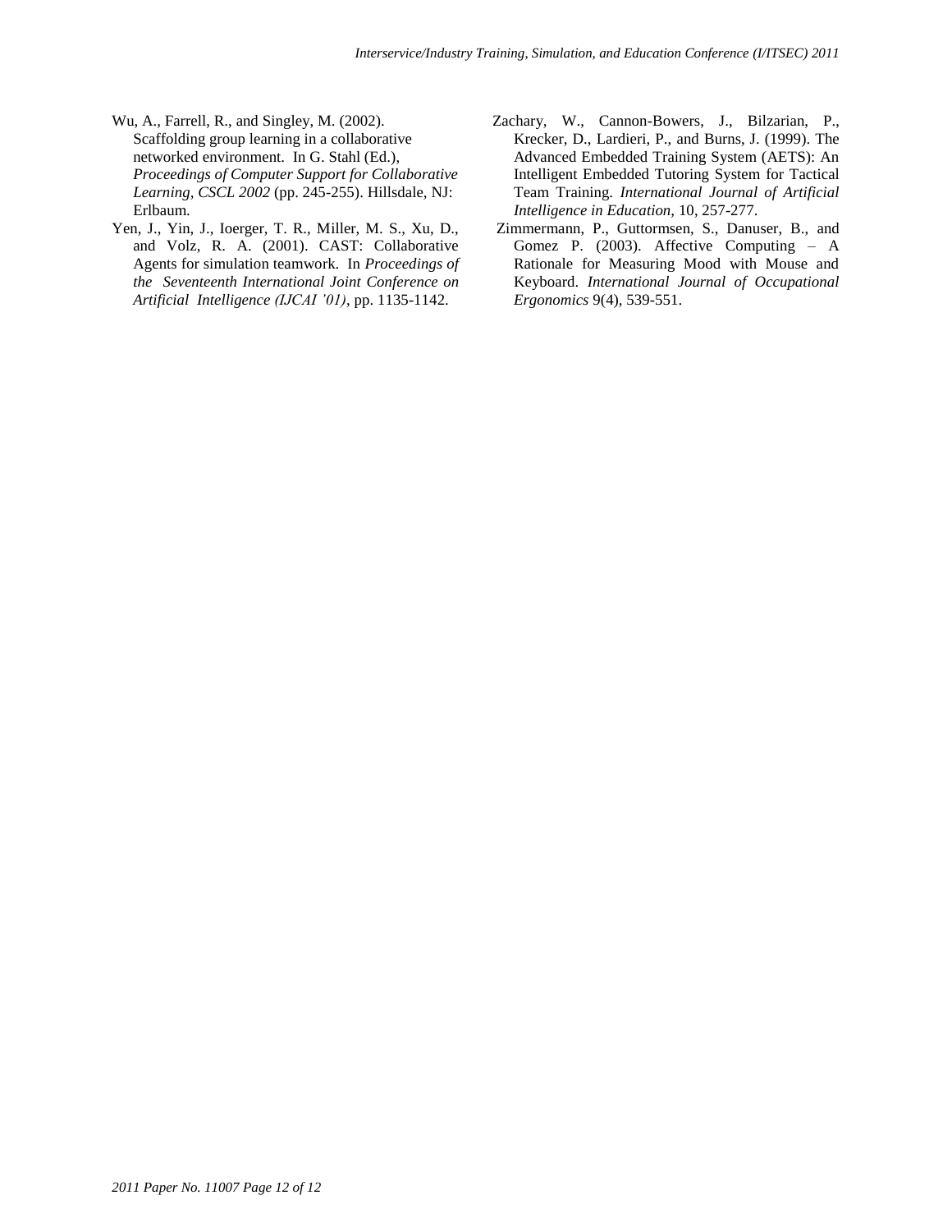Wu, A., Farrell, R., and Singley, M. (2002). Scaffolding group learning in a collaborative networked environment. In G. Stahl (Ed.), *Proceedings of Computer Support for Collaborative Learning, CSCL 2002* (pp. 245-255). Hillsdale, NJ: Erlbaum.

Yen, J., Yin, J., Ioerger, T. R., Miller, M. S., Xu, D., and Volz, R. A. (2001). CAST: Collaborative Agents for simulation teamwork. In *Proceedings of the Seventeenth International Joint Conference on Artificial Intelligence (IJCAI '01)*, pp. 1135-1142.

Zachary, W., Cannon-Bowers, J., Bilzarian, P., Krecker, D., Lardieri, P., and Burns, J. (1999). The Advanced Embedded Training System (AETS): An Intelligent Embedded Tutoring System for Tactical Team Training. *International Journal of Artificial Intelligence in Education,* 10, 257-277.

Zimmermann, P., Guttormsen, S., Danuser, B., and Gomez P. (2003). Affective Computing – A Rationale for Measuring Mood with Mouse and Keyboard. *International Journal of Occupational Ergonomics* 9(4), 539-551.